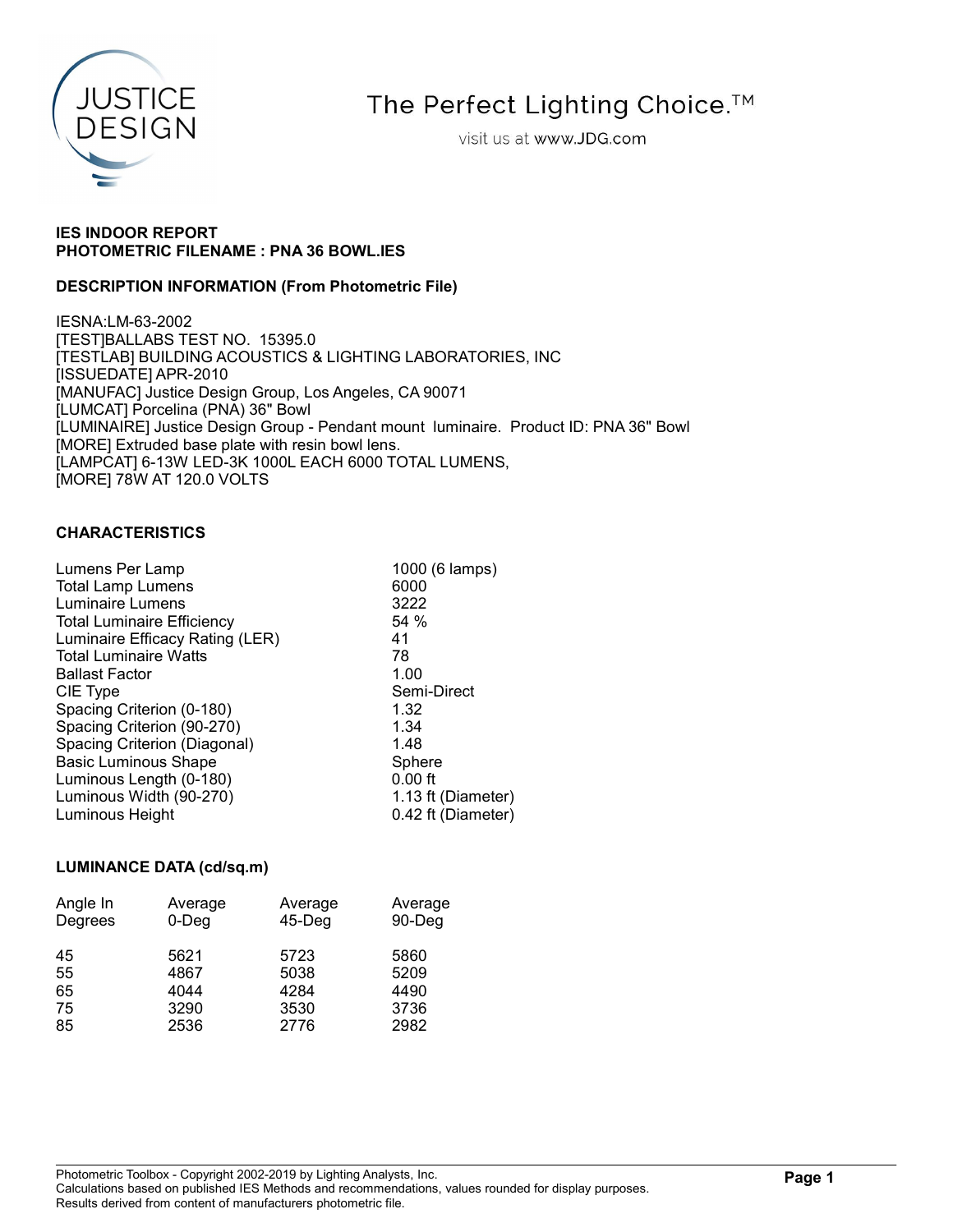JUSTICE DESIGN

The Perfect Lighting Choice.™

visit us at www.JDG.com

**IES INDOOR REPORT**
**PHOTOMETRIC FILENAME : PNA 36 BOWL.IES**

**DESCRIPTION INFORMATION (From Photometric File)**

IESNA:LM-63-2002
[TEST]BALLABS TEST NO. 15395.0
[TESTLAB] BUILDING ACOUSTICS & LIGHTING LABORATORIES, INC
[ISSUEDATE] APR-2010
[MANUFAC] Justice Design Group, Los Angeles, CA 90071
[LUMCAT] Porcelina (PNA) 36" Bowl
[LUMINAIRE] Justice Design Group - Pendant mount luminaire. Product ID: PNA 36" Bowl
[MORE] Extruded base plate with resin bowl lens.
[LAMPCAT] 6-13W LED-3K 1000L EACH 6000 TOTAL LUMENS,
[MORE] 78W AT 120.0 VOLTS

**CHARACTERISTICS**

| | |
|---|---|
| Lumens Per Lamp | 1000 (6 lamps) |
| Total Lamp Lumens | 6000 |
| Luminaire Lumens | 3222 |
| Total Luminaire Efficiency | 54 % |
| Luminaire Efficacy Rating (LER) | 41 |
| Total Luminaire Watts | 78 |
| Ballast Factor | 1.00 |
| CIE Type | Semi-Direct |
| Spacing Criterion (0-180) | 1.32 |
| Spacing Criterion (90-270) | 1.34 |
| Spacing Criterion (Diagonal) | 1.48 |
| Basic Luminous Shape | Sphere |
| Luminous Length (0-180) | 0.00 ft |
| Luminous Width (90-270) | 1.13 ft (Diameter) |
| Luminous Height | 0.42 ft (Diameter) |

**LUMINANCE DATA (cd/sq.m)**

| Angle In Degrees | Average 0-Deg | Average 45-Deg | Average 90-Deg |
|---|---|---|---|
| 45 | 5621 | 5723 | 5860 |
| 55 | 4867 | 5038 | 5209 |
| 65 | 4044 | 4284 | 4490 |
| 75 | 3290 | 3530 | 3736 |
| 85 | 2536 | 2776 | 2982 |

Photometric Toolbox - Copyright 2002-2019 by Lighting Analysts, Inc.
Calculations based on published IES Methods and recommendations, values rounded for display purposes.
Results derived from content of manufacturers photometric file.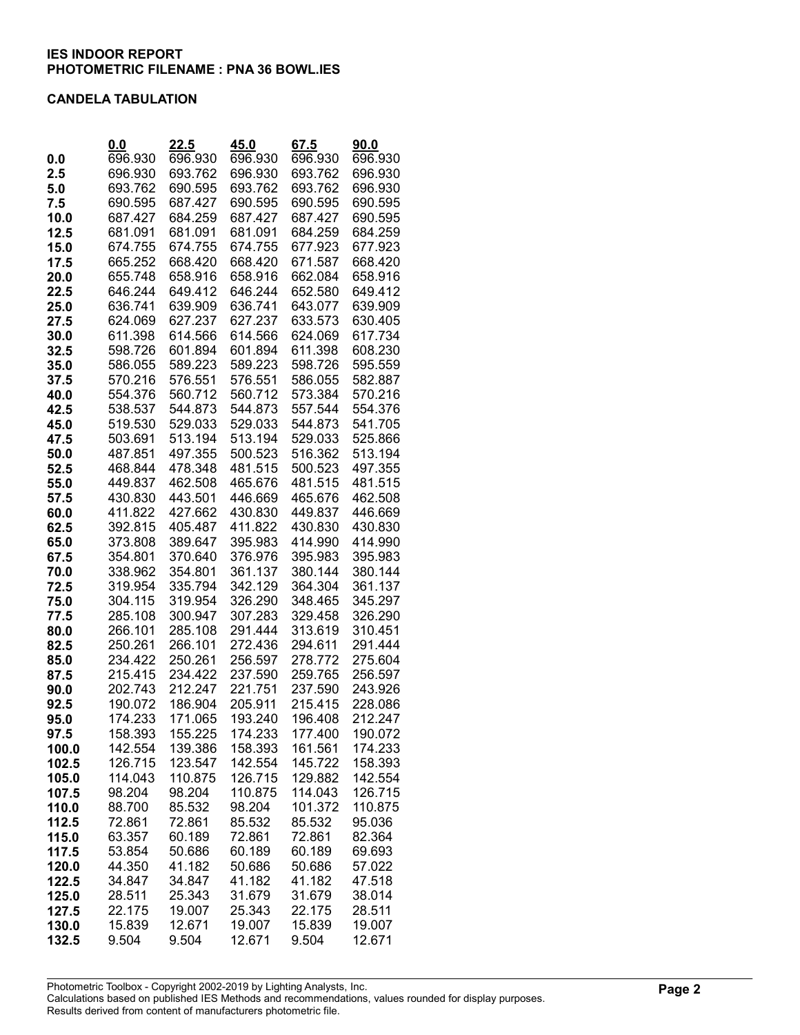**IES INDOOR REPORT**
**PHOTOMETRIC FILENAME : PNA 36 BOWL.IES**

**CANDELA TABULATION**

| | 0.0 | 22.5 | 45.0 | 67.5 | 90.0 |
|---|---|---|---|---|---|
| **0.0** | 696.930 | 696.930 | 696.930 | 696.930 | 696.930 |
| **2.5** | 696.930 | 693.762 | 696.930 | 693.762 | 696.930 |
| **5.0** | 693.762 | 690.595 | 693.762 | 693.762 | 696.930 |
| **7.5** | 690.595 | 687.427 | 690.595 | 690.595 | 690.595 |
| **10.0** | 687.427 | 684.259 | 687.427 | 687.427 | 690.595 |
| **12.5** | 681.091 | 681.091 | 681.091 | 684.259 | 684.259 |
| **15.0** | 674.755 | 674.755 | 674.755 | 677.923 | 677.923 |
| **17.5** | 665.252 | 668.420 | 668.420 | 671.587 | 668.420 |
| **20.0** | 655.748 | 658.916 | 658.916 | 662.084 | 658.916 |
| **22.5** | 646.244 | 649.412 | 646.244 | 652.580 | 649.412 |
| **25.0** | 636.741 | 639.909 | 636.741 | 643.077 | 639.909 |
| **27.5** | 624.069 | 627.237 | 627.237 | 633.573 | 630.405 |
| **30.0** | 611.398 | 614.566 | 614.566 | 624.069 | 617.734 |
| **32.5** | 598.726 | 601.894 | 601.894 | 611.398 | 608.230 |
| **35.0** | 586.055 | 589.223 | 589.223 | 598.726 | 595.559 |
| **37.5** | 570.216 | 576.551 | 576.551 | 586.055 | 582.887 |
| **40.0** | 554.376 | 560.712 | 560.712 | 573.384 | 570.216 |
| **42.5** | 538.537 | 544.873 | 544.873 | 557.544 | 554.376 |
| **45.0** | 519.530 | 529.033 | 529.033 | 544.873 | 541.705 |
| **47.5** | 503.691 | 513.194 | 513.194 | 529.033 | 525.866 |
| **50.0** | 487.851 | 497.355 | 500.523 | 516.362 | 513.194 |
| **52.5** | 468.844 | 478.348 | 481.515 | 500.523 | 497.355 |
| **55.0** | 449.837 | 462.508 | 465.676 | 481.515 | 481.515 |
| **57.5** | 430.830 | 443.501 | 446.669 | 465.676 | 462.508 |
| **60.0** | 411.822 | 427.662 | 430.830 | 449.837 | 446.669 |
| **62.5** | 392.815 | 405.487 | 411.822 | 430.830 | 430.830 |
| **65.0** | 373.808 | 389.647 | 395.983 | 414.990 | 414.990 |
| **67.5** | 354.801 | 370.640 | 376.976 | 395.983 | 395.983 |
| **70.0** | 338.962 | 354.801 | 361.137 | 380.144 | 380.144 |
| **72.5** | 319.954 | 335.794 | 342.129 | 364.304 | 361.137 |
| **75.0** | 304.115 | 319.954 | 326.290 | 348.465 | 345.297 |
| **77.5** | 285.108 | 300.947 | 307.283 | 329.458 | 326.290 |
| **80.0** | 266.101 | 285.108 | 291.444 | 313.619 | 310.451 |
| **82.5** | 250.261 | 266.101 | 272.436 | 294.611 | 291.444 |
| **85.0** | 234.422 | 250.261 | 256.597 | 278.772 | 275.604 |
| **87.5** | 215.415 | 234.422 | 237.590 | 259.765 | 256.597 |
| **90.0** | 202.743 | 212.247 | 221.751 | 237.590 | 243.926 |
| **92.5** | 190.072 | 186.904 | 205.911 | 215.415 | 228.086 |
| **95.0** | 174.233 | 171.065 | 193.240 | 196.408 | 212.247 |
| **97.5** | 158.393 | 155.225 | 174.233 | 177.400 | 190.072 |
| **100.0** | 142.554 | 139.386 | 158.393 | 161.561 | 174.233 |
| **102.5** | 126.715 | 123.547 | 142.554 | 145.722 | 158.393 |
| **105.0** | 114.043 | 110.875 | 126.715 | 129.882 | 142.554 |
| **107.5** | 98.204 | 98.204 | 110.875 | 114.043 | 126.715 |
| **110.0** | 88.700 | 85.532 | 98.204 | 101.372 | 110.875 |
| **112.5** | 72.861 | 72.861 | 85.532 | 85.532 | 95.036 |
| **115.0** | 63.357 | 60.189 | 72.861 | 72.861 | 82.364 |
| **117.5** | 53.854 | 50.686 | 60.189 | 60.189 | 69.693 |
| **120.0** | 44.350 | 41.182 | 50.686 | 50.686 | 57.022 |
| **122.5** | 34.847 | 34.847 | 41.182 | 41.182 | 47.518 |
| **125.0** | 28.511 | 25.343 | 31.679 | 31.679 | 38.014 |
| **127.5** | 22.175 | 19.007 | 25.343 | 22.175 | 28.511 |
| **130.0** | 15.839 | 12.671 | 19.007 | 15.839 | 19.007 |
| **132.5** | 9.504 | 9.504 | 12.671 | 9.504 | 12.671 |

Photometric Toolbox - Copyright 2002-2019 by Lighting Analysts, Inc.
Calculations based on published IES Methods and recommendations, values rounded for display purposes.
Results derived from content of manufacturers photometric file.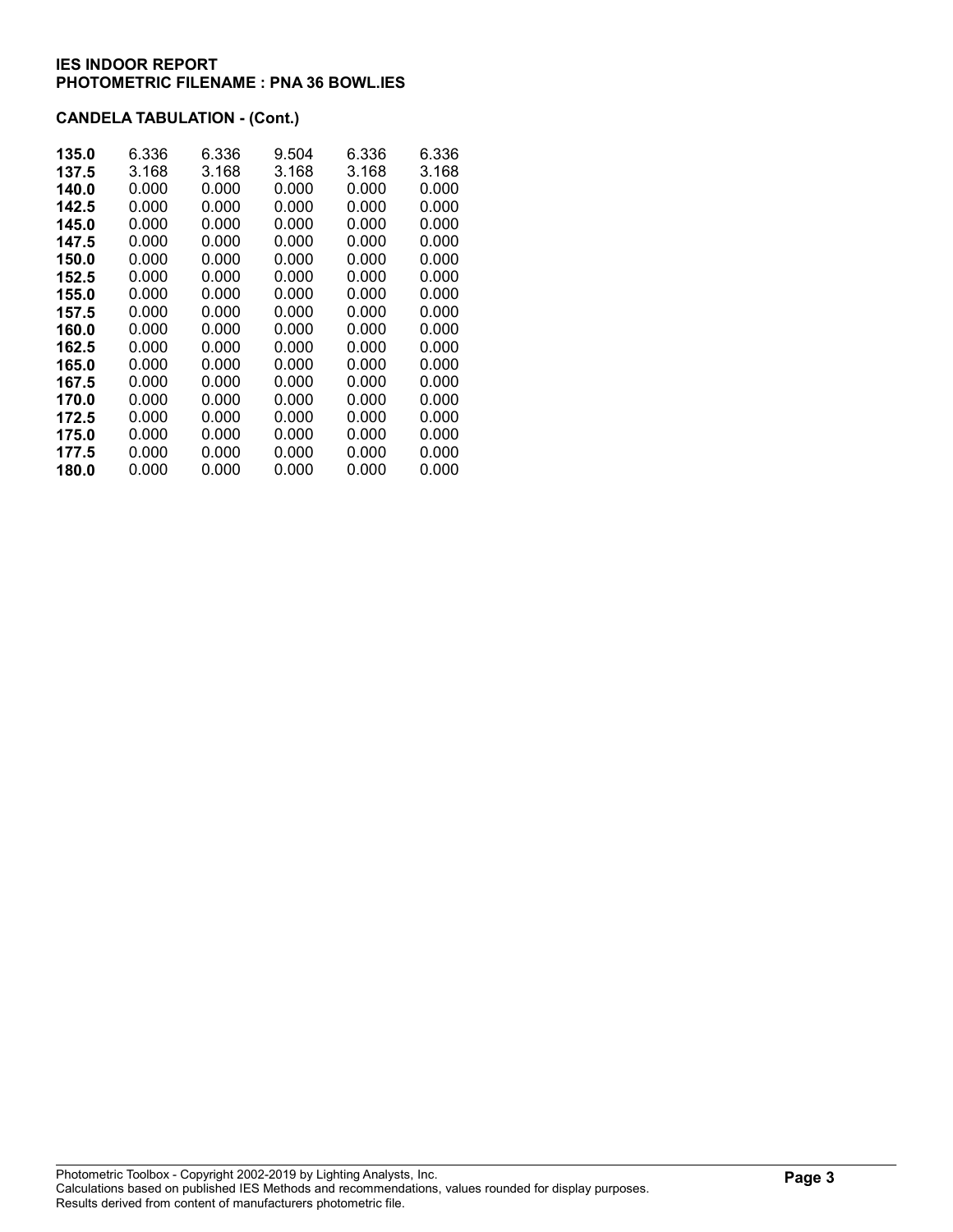**IES INDOOR REPORT**
**PHOTOMETRIC FILENAME : PNA 36 BOWL.IES**

**CANDELA TABULATION - (Cont.)**

| | | | | | |
|---|---|---|---|---|---|
| **135.0** | 6.336 | 6.336 | 9.504 | 6.336 | 6.336 |
| **137.5** | 3.168 | 3.168 | 3.168 | 3.168 | 3.168 |
| **140.0** | 0.000 | 0.000 | 0.000 | 0.000 | 0.000 |
| **142.5** | 0.000 | 0.000 | 0.000 | 0.000 | 0.000 |
| **145.0** | 0.000 | 0.000 | 0.000 | 0.000 | 0.000 |
| **147.5** | 0.000 | 0.000 | 0.000 | 0.000 | 0.000 |
| **150.0** | 0.000 | 0.000 | 0.000 | 0.000 | 0.000 |
| **152.5** | 0.000 | 0.000 | 0.000 | 0.000 | 0.000 |
| **155.0** | 0.000 | 0.000 | 0.000 | 0.000 | 0.000 |
| **157.5** | 0.000 | 0.000 | 0.000 | 0.000 | 0.000 |
| **160.0** | 0.000 | 0.000 | 0.000 | 0.000 | 0.000 |
| **162.5** | 0.000 | 0.000 | 0.000 | 0.000 | 0.000 |
| **165.0** | 0.000 | 0.000 | 0.000 | 0.000 | 0.000 |
| **167.5** | 0.000 | 0.000 | 0.000 | 0.000 | 0.000 |
| **170.0** | 0.000 | 0.000 | 0.000 | 0.000 | 0.000 |
| **172.5** | 0.000 | 0.000 | 0.000 | 0.000 | 0.000 |
| **175.0** | 0.000 | 0.000 | 0.000 | 0.000 | 0.000 |
| **177.5** | 0.000 | 0.000 | 0.000 | 0.000 | 0.000 |
| **180.0** | 0.000 | 0.000 | 0.000 | 0.000 | 0.000 |

Photometric Toolbox - Copyright 2002-2019 by Lighting Analysts, Inc.
Calculations based on published IES Methods and recommendations, values rounded for display purposes.
Results derived from content of manufacturers photometric file.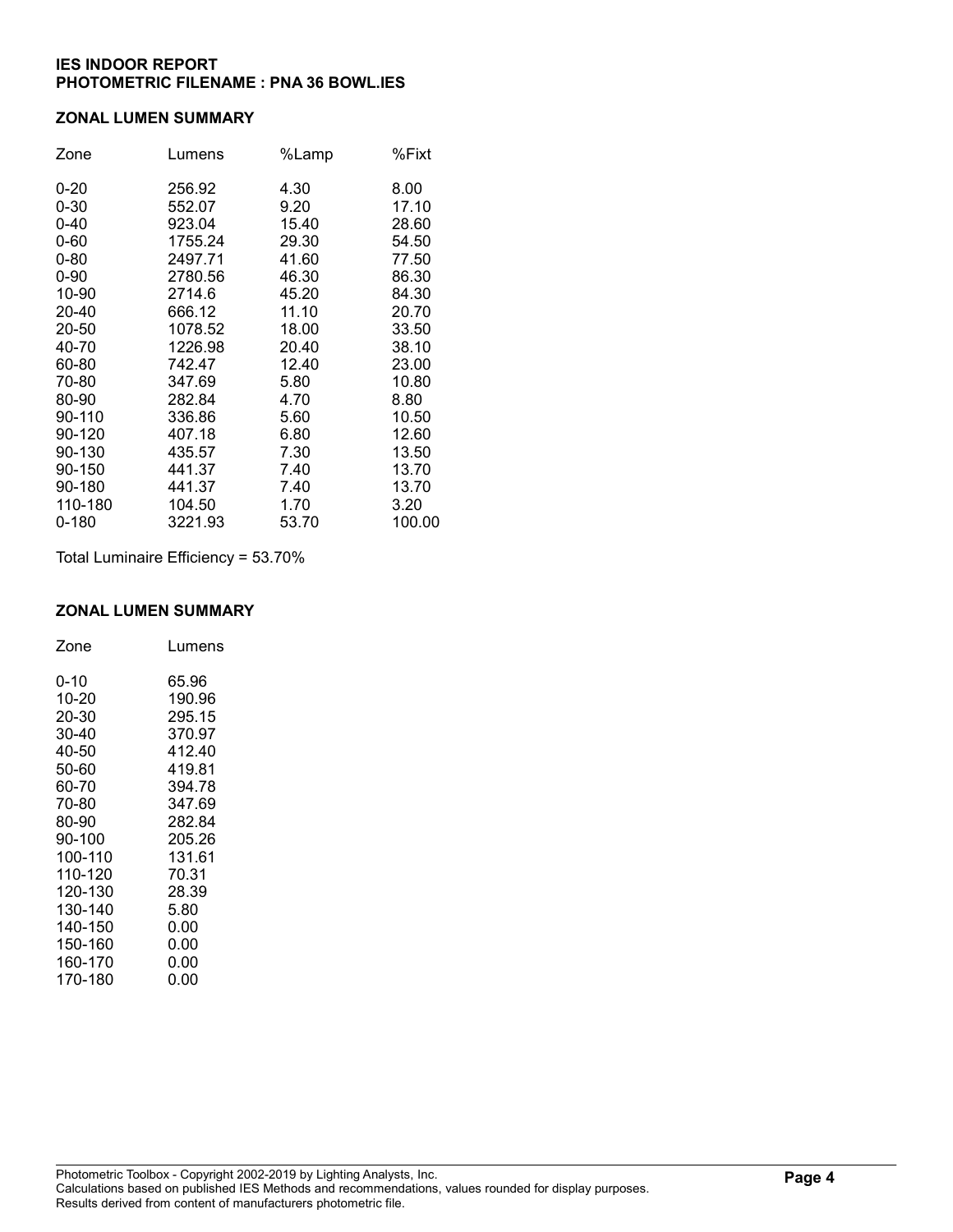**IES INDOOR REPORT**
**PHOTOMETRIC FILENAME : PNA 36 BOWL.IES**

## ZONAL LUMEN SUMMARY

| Zone | Lumens | %Lamp | %Fixt |
|---|---|---|---|
| 0-20 | 256.92 | 4.30 | 8.00 |
| 0-30 | 552.07 | 9.20 | 17.10 |
| 0-40 | 923.04 | 15.40 | 28.60 |
| 0-60 | 1755.24 | 29.30 | 54.50 |
| 0-80 | 2497.71 | 41.60 | 77.50 |
| 0-90 | 2780.56 | 46.30 | 86.30 |
| 10-90 | 2714.6 | 45.20 | 84.30 |
| 20-40 | 666.12 | 11.10 | 20.70 |
| 20-50 | 1078.52 | 18.00 | 33.50 |
| 40-70 | 1226.98 | 20.40 | 38.10 |
| 60-80 | 742.47 | 12.40 | 23.00 |
| 70-80 | 347.69 | 5.80 | 10.80 |
| 80-90 | 282.84 | 4.70 | 8.80 |
| 90-110 | 336.86 | 5.60 | 10.50 |
| 90-120 | 407.18 | 6.80 | 12.60 |
| 90-130 | 435.57 | 7.30 | 13.50 |
| 90-150 | 441.37 | 7.40 | 13.70 |
| 90-180 | 441.37 | 7.40 | 13.70 |
| 110-180 | 104.50 | 1.70 | 3.20 |
| 0-180 | 3221.93 | 53.70 | 100.00 |

Total Luminaire Efficiency = 53.70%

## ZONAL LUMEN SUMMARY

| Zone | Lumens |
|---|---|
| 0-10 | 65.96 |
| 10-20 | 190.96 |
| 20-30 | 295.15 |
| 30-40 | 370.97 |
| 40-50 | 412.40 |
| 50-60 | 419.81 |
| 60-70 | 394.78 |
| 70-80 | 347.69 |
| 80-90 | 282.84 |
| 90-100 | 205.26 |
| 100-110 | 131.61 |
| 110-120 | 70.31 |
| 120-130 | 28.39 |
| 130-140 | 5.80 |
| 140-150 | 0.00 |
| 150-160 | 0.00 |
| 160-170 | 0.00 |
| 170-180 | 0.00 |

Photometric Toolbox - Copyright 2002-2019 by Lighting Analysts, Inc.
Calculations based on published IES Methods and recommendations, values rounded for display purposes.
Results derived from content of manufacturers photometric file.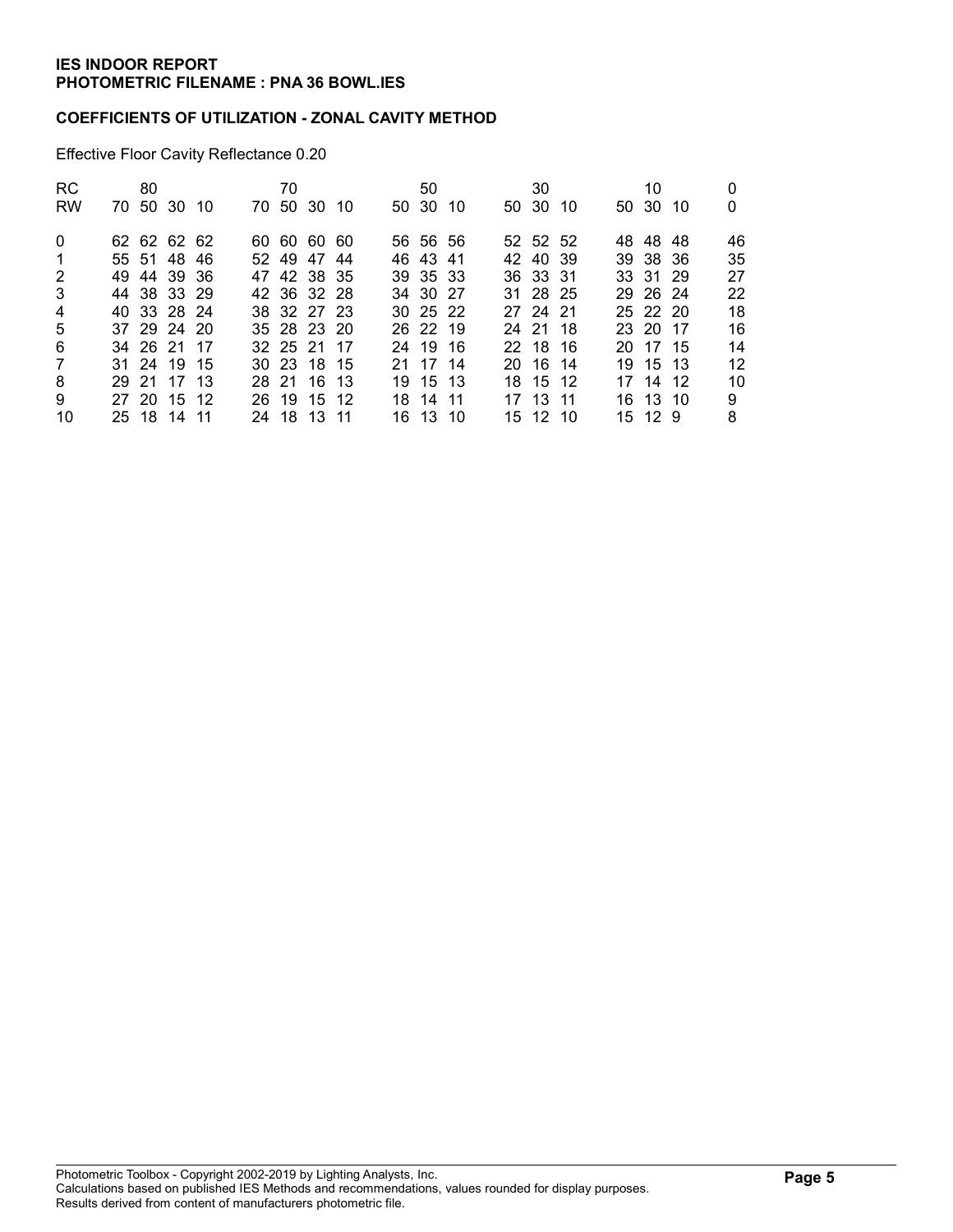**IES INDOOR REPORT**
**PHOTOMETRIC FILENAME : PNA 36 BOWL.IES**

**COEFFICIENTS OF UTILIZATION - ZONAL CAVITY METHOD**

Effective Floor Cavity Reflectance 0.20

| RC | 80 | | | | 70 | | | | 50 | | | 30 | | | 10 | | | 0 |
|---|---|---|---|---|---|---|---|---|---|---|---|---|---|---|---|---|---|---|
| RW | 70 | 50 | 30 | 10 | 70 | 50 | 30 | 10 | 50 | 30 | 10 | 50 | 30 | 10 | 50 | 30 | 10 | 0 |
| 0 | 62 | 62 | 62 | 62 | 60 | 60 | 60 | 60 | 56 | 56 | 56 | 52 | 52 | 52 | 48 | 48 | 48 | 46 |
| 1 | 55 | 51 | 48 | 46 | 52 | 49 | 47 | 44 | 46 | 43 | 41 | 42 | 40 | 39 | 39 | 38 | 36 | 35 |
| 2 | 49 | 44 | 39 | 36 | 47 | 42 | 38 | 35 | 39 | 35 | 33 | 36 | 33 | 31 | 33 | 31 | 29 | 27 |
| 3 | 44 | 38 | 33 | 29 | 42 | 36 | 32 | 28 | 34 | 30 | 27 | 31 | 28 | 25 | 29 | 26 | 24 | 22 |
| 4 | 40 | 33 | 28 | 24 | 38 | 32 | 27 | 23 | 30 | 25 | 22 | 27 | 24 | 21 | 25 | 22 | 20 | 18 |
| 5 | 37 | 29 | 24 | 20 | 35 | 28 | 23 | 20 | 26 | 22 | 19 | 24 | 21 | 18 | 23 | 20 | 17 | 16 |
| 6 | 34 | 26 | 21 | 17 | 32 | 25 | 21 | 17 | 24 | 19 | 16 | 22 | 18 | 16 | 20 | 17 | 15 | 14 |
| 7 | 31 | 24 | 19 | 15 | 30 | 23 | 18 | 15 | 21 | 17 | 14 | 20 | 16 | 14 | 19 | 15 | 13 | 12 |
| 8 | 29 | 21 | 17 | 13 | 28 | 21 | 16 | 13 | 19 | 15 | 13 | 18 | 15 | 12 | 17 | 14 | 12 | 10 |
| 9 | 27 | 20 | 15 | 12 | 26 | 19 | 15 | 12 | 18 | 14 | 11 | 17 | 13 | 11 | 16 | 13 | 10 | 9 |
| 10 | 25 | 18 | 14 | 11 | 24 | 18 | 13 | 11 | 16 | 13 | 10 | 15 | 12 | 10 | 15 | 12 | 9 | 8 |

Photometric Toolbox - Copyright 2002-2019 by Lighting Analysts, Inc.
Calculations based on published IES Methods and recommendations, values rounded for display purposes.
Results derived from content of manufacturers photometric file.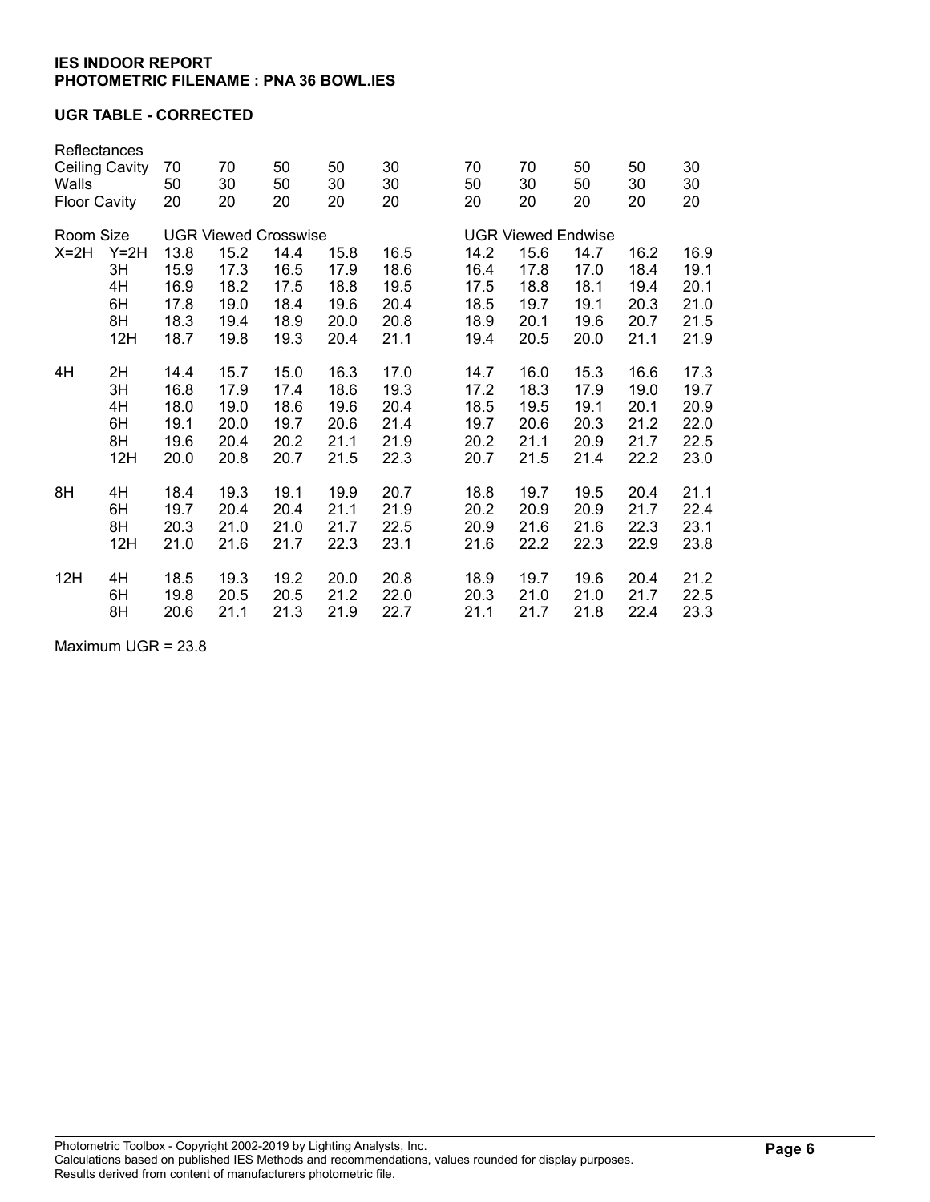**IES INDOOR REPORT**
**PHOTOMETRIC FILENAME : PNA 36 BOWL.IES**

**UGR TABLE - CORRECTED**

| Reflectances | | | | | | | | | | | |
|---|---|---|---|---|---|---|---|---|---|---|---|
| Ceiling Cavity | | 70 | 70 | 50 | 50 | 30 | 70 | 70 | 50 | 50 | 30 |
| Walls | | 50 | 30 | 50 | 30 | 30 | 50 | 30 | 50 | 30 | 30 |
| Floor Cavity | | 20 | 20 | 20 | 20 | 20 | 20 | 20 | 20 | 20 | 20 |
| Room Size | | UGR Viewed Crosswise | | | | | UGR Viewed Endwise | | | | |
| X=2H | Y=2H | 13.8 | 15.2 | 14.4 | 15.8 | 16.5 | 14.2 | 15.6 | 14.7 | 16.2 | 16.9 |
| | 3H | 15.9 | 17.3 | 16.5 | 17.9 | 18.6 | 16.4 | 17.8 | 17.0 | 18.4 | 19.1 |
| | 4H | 16.9 | 18.2 | 17.5 | 18.8 | 19.5 | 17.5 | 18.8 | 18.1 | 19.4 | 20.1 |
| | 6H | 17.8 | 19.0 | 18.4 | 19.6 | 20.4 | 18.5 | 19.7 | 19.1 | 20.3 | 21.0 |
| | 8H | 18.3 | 19.4 | 18.9 | 20.0 | 20.8 | 18.9 | 20.1 | 19.6 | 20.7 | 21.5 |
| | 12H | 18.7 | 19.8 | 19.3 | 20.4 | 21.1 | 19.4 | 20.5 | 20.0 | 21.1 | 21.9 |
| 4H | 2H | 14.4 | 15.7 | 15.0 | 16.3 | 17.0 | 14.7 | 16.0 | 15.3 | 16.6 | 17.3 |
| | 3H | 16.8 | 17.9 | 17.4 | 18.6 | 19.3 | 17.2 | 18.3 | 17.9 | 19.0 | 19.7 |
| | 4H | 18.0 | 19.0 | 18.6 | 19.6 | 20.4 | 18.5 | 19.5 | 19.1 | 20.1 | 20.9 |
| | 6H | 19.1 | 20.0 | 19.7 | 20.6 | 21.4 | 19.7 | 20.6 | 20.3 | 21.2 | 22.0 |
| | 8H | 19.6 | 20.4 | 20.2 | 21.1 | 21.9 | 20.2 | 21.1 | 20.9 | 21.7 | 22.5 |
| | 12H | 20.0 | 20.8 | 20.7 | 21.5 | 22.3 | 20.7 | 21.5 | 21.4 | 22.2 | 23.0 |
| 8H | 4H | 18.4 | 19.3 | 19.1 | 19.9 | 20.7 | 18.8 | 19.7 | 19.5 | 20.4 | 21.1 |
| | 6H | 19.7 | 20.4 | 20.4 | 21.1 | 21.9 | 20.2 | 20.9 | 20.9 | 21.7 | 22.4 |
| | 8H | 20.3 | 21.0 | 21.0 | 21.7 | 22.5 | 20.9 | 21.6 | 21.6 | 22.3 | 23.1 |
| | 12H | 21.0 | 21.6 | 21.7 | 22.3 | 23.1 | 21.6 | 22.2 | 22.3 | 22.9 | 23.8 |
| 12H | 4H | 18.5 | 19.3 | 19.2 | 20.0 | 20.8 | 18.9 | 19.7 | 19.6 | 20.4 | 21.2 |
| | 6H | 19.8 | 20.5 | 20.5 | 21.2 | 22.0 | 20.3 | 21.0 | 21.0 | 21.7 | 22.5 |
| | 8H | 20.6 | 21.1 | 21.3 | 21.9 | 22.7 | 21.1 | 21.7 | 21.8 | 22.4 | 23.3 |

Maximum UGR = 23.8

Photometric Toolbox - Copyright 2002-2019 by Lighting Analysts, Inc.
Calculations based on published IES Methods and recommendations, values rounded for display purposes.
Results derived from content of manufacturers photometric file.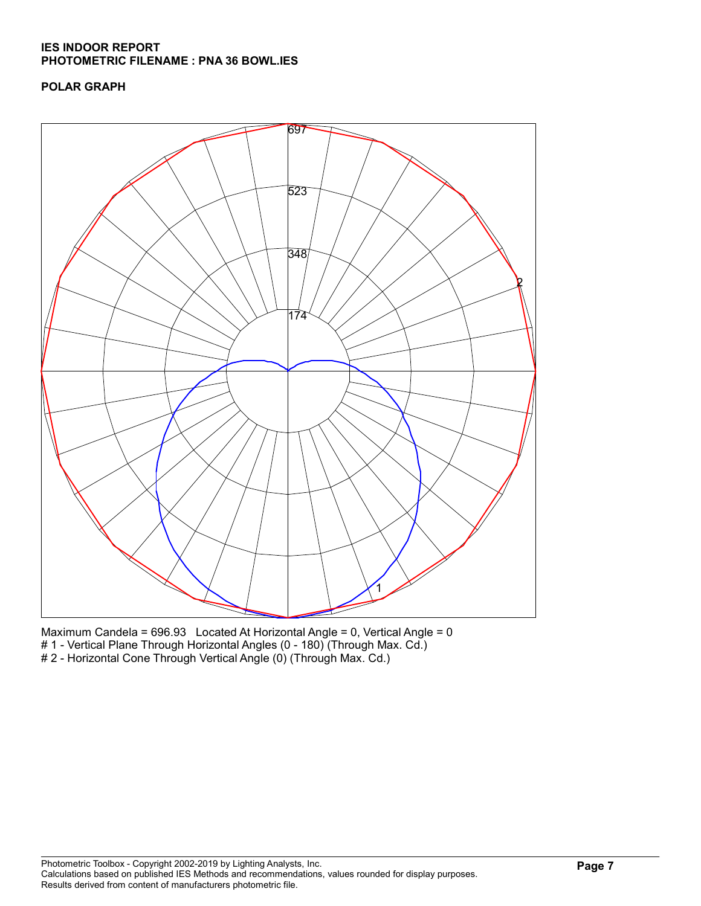**IES INDOOR REPORT**
**PHOTOMETRIC FILENAME : PNA 36 BOWL.IES**

**POLAR GRAPH**

697
523
348
174
2
1

Maximum Candela = 696.93   Located At Horizontal Angle = 0, Vertical Angle = 0
# 1 - Vertical Plane Through Horizontal Angles (0 - 180) (Through Max. Cd.)
# 2 - Horizontal Cone Through Vertical Angle (0) (Through Max. Cd.)

Photometric Toolbox - Copyright 2002-2019 by Lighting Analysts, Inc.
Calculations based on published IES Methods and recommendations, values rounded for display purposes.
Results derived from content of manufacturers photometric file.